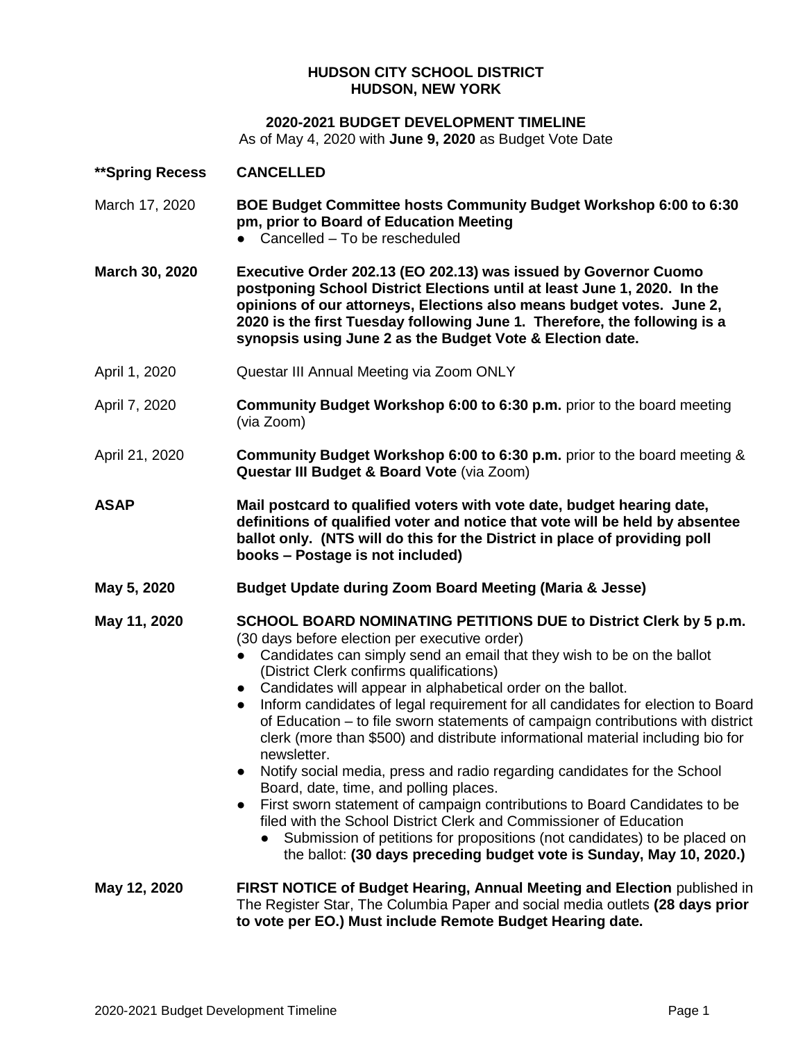**HUDSON CITY SCHOOL DISTRICT**
**HUDSON, NEW YORK**

**2020-2021 BUDGET DEVELOPMENT TIMELINE**
As of May 4, 2020 with **June 9, 2020** as Budget Vote Date

| | |
|---|---|
| **Spring Recess** | **CANCELLED** |
| March 17, 2020 | **BOE Budget Committee hosts Community Budget Workshop 6:00 to 6:30 pm, prior to Board of Education Meeting**<br>● Cancelled – To be rescheduled |
| **March 30, 2020** | **Executive Order 202.13 (EO 202.13) was issued by Governor Cuomo postponing School District Elections until at least June 1, 2020. In the opinions of our attorneys, Elections also means budget votes. June 2, 2020 is the first Tuesday following June 1. Therefore, the following is a synopsis using June 2 as the Budget Vote & Election date.** |
| April 1, 2020 | Questar III Annual Meeting via Zoom ONLY |
| April 7, 2020 | **Community Budget Workshop 6:00 to 6:30 p.m.** prior to the board meeting (via Zoom) |
| April 21, 2020 | **Community Budget Workshop 6:00 to 6:30 p.m.** prior to the board meeting & **Questar III Budget & Board Vote** (via Zoom) |
| **ASAP** | **Mail postcard to qualified voters with vote date, budget hearing date, definitions of qualified voter and notice that vote will be held by absentee ballot only. (NTS will do this for the District in place of providing poll books – Postage is not included)** |
| **May 5, 2020** | **Budget Update during Zoom Board Meeting (Maria & Jesse)** |
| **May 11, 2020** | **SCHOOL BOARD NOMINATING PETITIONS DUE to District Clerk by 5 p.m.** (30 days before election per executive order)<br>● Candidates can simply send an email that they wish to be on the ballot (District Clerk confirms qualifications)<br>● Candidates will appear in alphabetical order on the ballot.<br>● Inform candidates of legal requirement for all candidates for election to Board of Education – to file sworn statements of campaign contributions with district clerk (more than $500) and distribute informational material including bio for newsletter.<br>● Notify social media, press and radio regarding candidates for the School Board, date, time, and polling places.<br>● First sworn statement of campaign contributions to Board Candidates to be filed with the School District Clerk and Commissioner of Education<br>&nbsp;&nbsp;&nbsp;&nbsp;● Submission of petitions for propositions (not candidates) to be placed on the ballot: **(30 days preceding budget vote is Sunday, May 10, 2020.)** |
| **May 12, 2020** | **FIRST NOTICE of Budget Hearing, Annual Meeting and Election** published in The Register Star, The Columbia Paper and social media outlets **(28 days prior to vote per EO.) Must include Remote Budget Hearing date.** |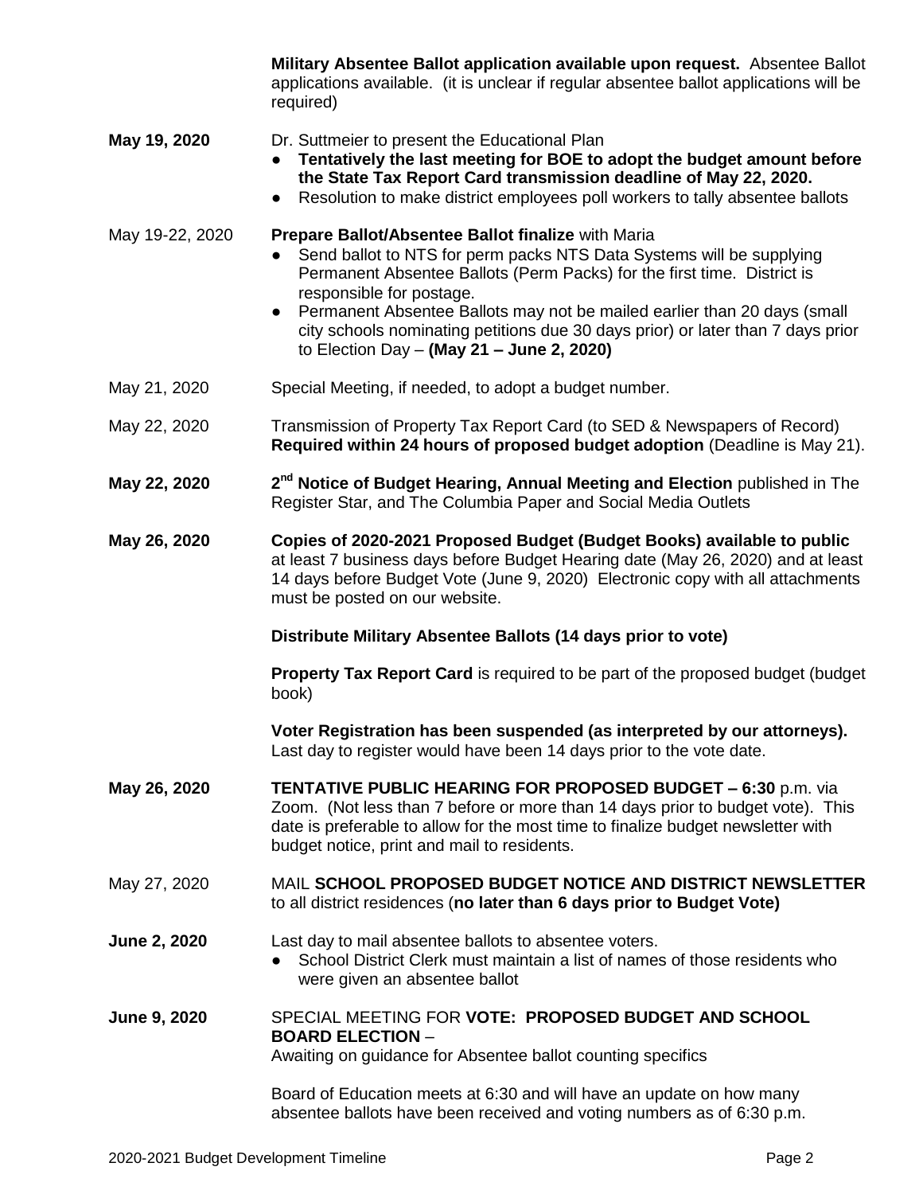| | |
|---|---|
| | **Military Absentee Ballot application available upon request.** Absentee Ballot applications available. (it is unclear if regular absentee ballot applications will be required) |
| **May 19, 2020** | Dr. Suttmeier to present the Educational Plan<br>● **Tentatively the last meeting for BOE to adopt the budget amount before the State Tax Report Card transmission deadline of May 22, 2020.**<br>● Resolution to make district employees poll workers to tally absentee ballots |
| May 19-22, 2020 | **Prepare Ballot/Absentee Ballot finalize** with Maria<br>● Send ballot to NTS for perm packs NTS Data Systems will be supplying Permanent Absentee Ballots (Perm Packs) for the first time. District is responsible for postage.<br>● Permanent Absentee Ballots may not be mailed earlier than 20 days (small city schools nominating petitions due 30 days prior) or later than 7 days prior to Election Day – **(May 21 – June 2, 2020)** |
| May 21, 2020 | Special Meeting, if needed, to adopt a budget number. |
| May 22, 2020 | Transmission of Property Tax Report Card (to SED & Newspapers of Record) **Required within 24 hours of proposed budget adoption** (Deadline is May 21). |
| **May 22, 2020** | **2nd Notice of Budget Hearing, Annual Meeting and Election** published in The Register Star, and The Columbia Paper and Social Media Outlets |
| **May 26, 2020** | **Copies of 2020-2021 Proposed Budget (Budget Books) available to public** at least 7 business days before Budget Hearing date (May 26, 2020) and at least 14 days before Budget Vote (June 9, 2020) Electronic copy with all attachments must be posted on our website.<br><br>**Distribute Military Absentee Ballots (14 days prior to vote)**<br><br>**Property Tax Report Card** is required to be part of the proposed budget (budget book)<br><br>**Voter Registration has been suspended (as interpreted by our attorneys).** Last day to register would have been 14 days prior to the vote date. |
| **May 26, 2020** | **TENTATIVE PUBLIC HEARING FOR PROPOSED BUDGET – 6:30** p.m. via Zoom. (Not less than 7 before or more than 14 days prior to budget vote). This date is preferable to allow for the most time to finalize budget newsletter with budget notice, print and mail to residents. |
| May 27, 2020 | MAIL **SCHOOL PROPOSED BUDGET NOTICE AND DISTRICT NEWSLETTER** to all district residences (**no later than 6 days prior to Budget Vote)** |
| **June 2, 2020** | Last day to mail absentee ballots to absentee voters.<br>● School District Clerk must maintain a list of names of those residents who were given an absentee ballot |
| **June 9, 2020** | SPECIAL MEETING FOR **VOTE: PROPOSED BUDGET AND SCHOOL BOARD ELECTION** –<br>Awaiting on guidance for Absentee ballot counting specifics<br><br>Board of Education meets at 6:30 and will have an update on how many absentee ballots have been received and voting numbers as of 6:30 p.m. |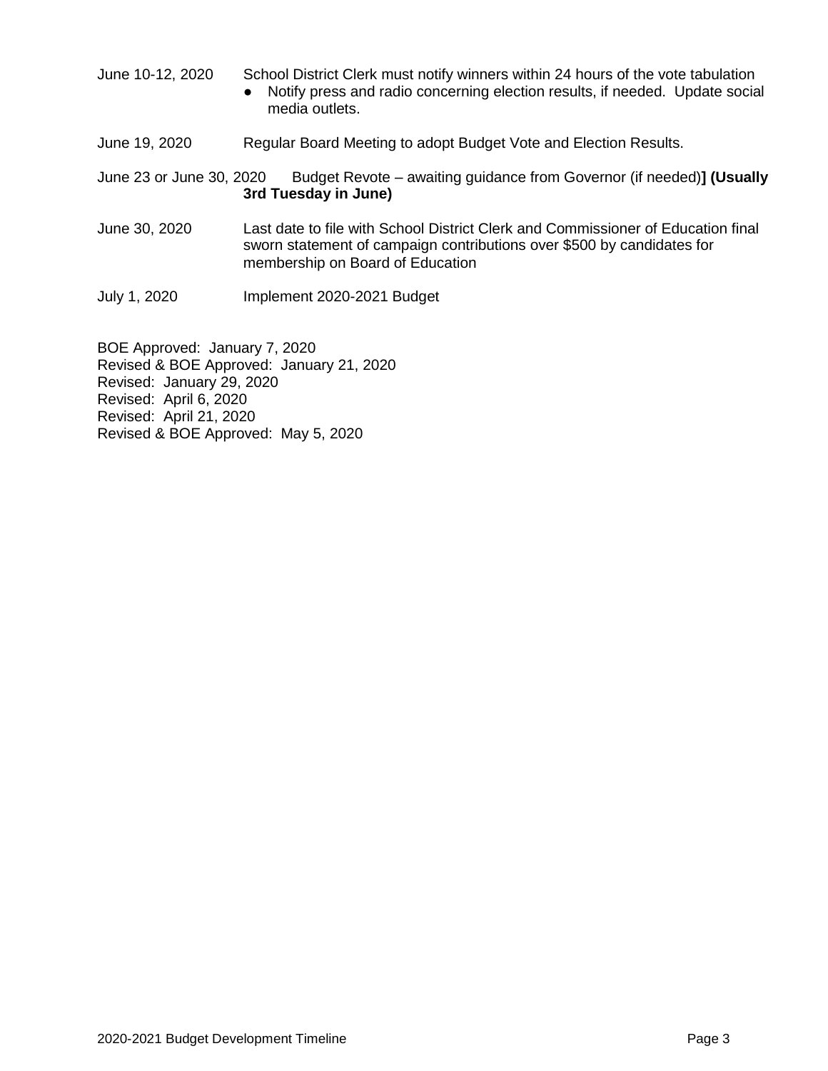| | |
|---|---|
| June 10-12, 2020 | School District Clerk must notify winners within 24 hours of the vote tabulation<br>● Notify press and radio concerning election results, if needed. Update social media outlets. |
| June 19, 2020 | Regular Board Meeting to adopt Budget Vote and Election Results. |
| June 23 or June 30, 2020 | Budget Revote – awaiting guidance from Governor (if needed)**] (Usually 3rd Tuesday in June)** |
| June 30, 2020 | Last date to file with School District Clerk and Commissioner of Education final sworn statement of campaign contributions over $500 by candidates for membership on Board of Education |
| July 1, 2020 | Implement 2020-2021 Budget |

BOE Approved: January 7, 2020
Revised & BOE Approved: January 21, 2020
Revised: January 29, 2020
Revised: April 6, 2020
Revised: April 21, 2020
Revised & BOE Approved: May 5, 2020